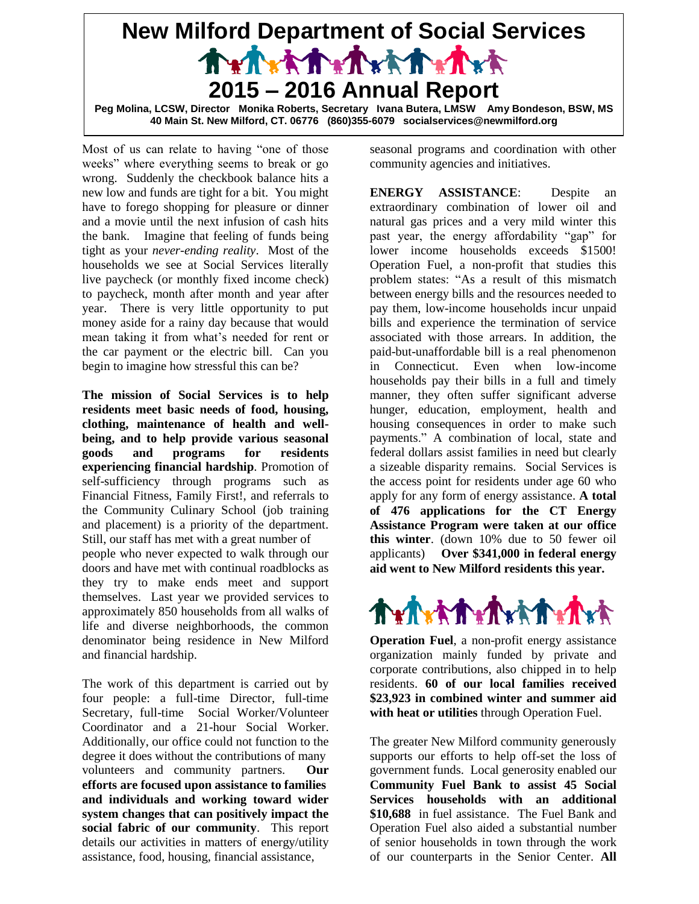# New Milford Department of Social Services

## 2015 – 2016 Annual Report

**Peg Molina, LCSW, Director Monika Roberts, Secretary Ivana Butera, LMSW Amy Bondeson, BSW, MS**
**40 Main St. New Milford, CT. 06776 (860)355-6079 socialservices@newmilford.org**

Most of us can relate to having "one of those weeks" where everything seems to break or go wrong. Suddenly the checkbook balance hits a new low and funds are tight for a bit. You might have to forego shopping for pleasure or dinner and a movie until the next infusion of cash hits the bank. Imagine that feeling of funds being tight as your *never-ending reality*. Most of the households we see at Social Services literally live paycheck (or monthly fixed income check) to paycheck, month after month and year after year. There is very little opportunity to put money aside for a rainy day because that would mean taking it from what's needed for rent or the car payment or the electric bill. Can you begin to imagine how stressful this can be?

**The mission of Social Services is to help residents meet basic needs of food, housing, clothing, maintenance of health and well-being, and to help provide various seasonal goods and programs for residents experiencing financial hardship**. Promotion of self-sufficiency through programs such as Financial Fitness, Family First!, and referrals to the Community Culinary School (job training and placement) is a priority of the department. Still, our staff has met with a great number of people who never expected to walk through our doors and have met with continual roadblocks as they try to make ends meet and support themselves. Last year we provided services to approximately 850 households from all walks of life and diverse neighborhoods, the common denominator being residence in New Milford and financial hardship.

The work of this department is carried out by four people: a full-time Director, full-time Secretary, full-time Social Worker/Volunteer Coordinator and a 21-hour Social Worker. Additionally, our office could not function to the degree it does without the contributions of many volunteers and community partners. **Our efforts are focused upon assistance to families and individuals and working toward wider system changes that can positively impact the social fabric of our community**. This report details our activities in matters of energy/utility assistance, food, housing, financial assistance, seasonal programs and coordination with other community agencies and initiatives.

**ENERGY ASSISTANCE**: Despite an extraordinary combination of lower oil and natural gas prices and a very mild winter this past year, the energy affordability "gap" for lower income households exceeds $1500! Operation Fuel, a non-profit that studies this problem states: "As a result of this mismatch between energy bills and the resources needed to pay them, low-income households incur unpaid bills and experience the termination of service associated with those arrears. In addition, the paid-but-unaffordable bill is a real phenomenon in Connecticut. Even when low-income households pay their bills in a full and timely manner, they often suffer significant adverse hunger, education, employment, health and housing consequences in order to make such payments." A combination of local, state and federal dollars assist families in need but clearly a sizeable disparity remains. Social Services is the access point for residents under age 60 who apply for any form of energy assistance. **A total of 476 applications for the CT Energy Assistance Program were taken at our office this winter**. (down 10% due to 50 fewer oil applicants) **Over $341,000 in federal energy aid went to New Milford residents this year.**

**Operation Fuel**, a non-profit energy assistance organization mainly funded by private and corporate contributions, also chipped in to help residents. **60 of our local families received $23,923 in combined winter and summer aid with heat or utilities** through Operation Fuel.

The greater New Milford community generously supports our efforts to help off-set the loss of government funds. Local generosity enabled our **Community Fuel Bank to assist 45 Social Services households with an additional $10,688** in fuel assistance. The Fuel Bank and Operation Fuel also aided a substantial number of senior households in town through the work of our counterparts in the Senior Center. **All**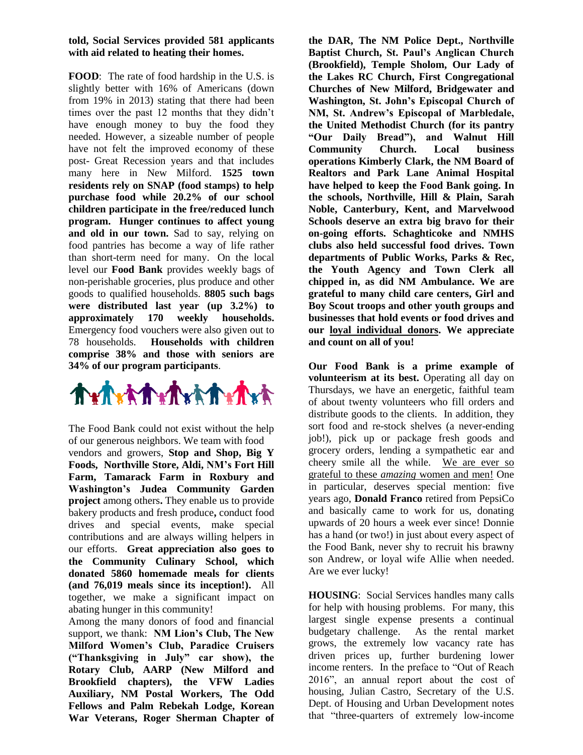**told, Social Services provided 581 applicants with aid related to heating their homes.**

**FOOD**: The rate of food hardship in the U.S. is slightly better with 16% of Americans (down from 19% in 2013) stating that there had been times over the past 12 months that they didn't have enough money to buy the food they needed. However, a sizeable number of people have not felt the improved economy of these post- Great Recession years and that includes many here in New Milford. **1525 town residents rely on SNAP (food stamps) to help purchase food while 20.2% of our school children participate in the free/reduced lunch program. Hunger continues to affect young and old in our town.** Sad to say, relying on food pantries has become a way of life rather than short-term need for many. On the local level our **Food Bank** provides weekly bags of non-perishable groceries, plus produce and other goods to qualified households. **8805 such bags were distributed last year (up 3.2%) to approximately 170 weekly households.** Emergency food vouchers were also given out to 78 households. **Households with children comprise 38% and those with seniors are 34% of our program participants**.

The Food Bank could not exist without the help of our generous neighbors. We team with food vendors and growers, **Stop and Shop, Big Y Foods, Northville Store, Aldi, NM's Fort Hill Farm, Tamarack Farm in Roxbury and Washington's Judea Community Garden project** among others**.** They enable us to provide bakery products and fresh produce**,** conduct food drives and special events, make special contributions and are always willing helpers in our efforts. **Great appreciation also goes to the Community Culinary School, which donated 5860 homemade meals for clients (and 76,019 meals since its inception!).** All together, we make a significant impact on abating hunger in this community!

Among the many donors of food and financial support, we thank: **NM Lion's Club, The New Milford Women's Club, Paradice Cruisers ("Thanksgiving in July" car show), the Rotary Club, AARP (New Milford and Brookfield chapters), the VFW Ladies Auxiliary, NM Postal Workers, The Odd Fellows and Palm Rebekah Lodge, Korean War Veterans, Roger Sherman Chapter of the DAR, The NM Police Dept., Northville Baptist Church, St. Paul's Anglican Church (Brookfield), Temple Sholom, Our Lady of the Lakes RC Church, First Congregational Churches of New Milford, Bridgewater and Washington, St. John's Episcopal Church of NM, St. Andrew's Episcopal of Marbledale, the United Methodist Church (for its pantry "Our Daily Bread"), and Walnut Hill Community Church. Local business operations Kimberly Clark, the NM Board of Realtors and Park Lane Animal Hospital have helped to keep the Food Bank going. In the schools, Northville, Hill & Plain, Sarah Noble, Canterbury, Kent, and Marvelwood Schools deserve an extra big bravo for their on-going efforts. Schaghticoke and NMHS clubs also held successful food drives. Town departments of Public Works, Parks & Rec, the Youth Agency and Town Clerk all chipped in, as did NM Ambulance. We are grateful to many child care centers, Girl and Boy Scout troops and other youth groups and businesses that hold events or food drives and our loyal individual donors. We appreciate and count on all of you!**

**Our Food Bank is a prime example of volunteerism at its best.** Operating all day on Thursdays, we have an energetic, faithful team of about twenty volunteers who fill orders and distribute goods to the clients. In addition, they sort food and re-stock shelves (a never-ending job!), pick up or package fresh goods and grocery orders, lending a sympathetic ear and cheery smile all the while. We are ever so grateful to these *amazing* women and men! One in particular, deserves special mention: five years ago, **Donald Franco** retired from PepsiCo and basically came to work for us, donating upwards of 20 hours a week ever since! Donnie has a hand (or two!) in just about every aspect of the Food Bank, never shy to recruit his brawny son Andrew, or loyal wife Allie when needed. Are we ever lucky!

**HOUSING**: Social Services handles many calls for help with housing problems. For many, this largest single expense presents a continual budgetary challenge. As the rental market grows, the extremely low vacancy rate has driven prices up, further burdening lower income renters. In the preface to "Out of Reach 2016", an annual report about the cost of housing, Julian Castro, Secretary of the U.S. Dept. of Housing and Urban Development notes that "three-quarters of extremely low-income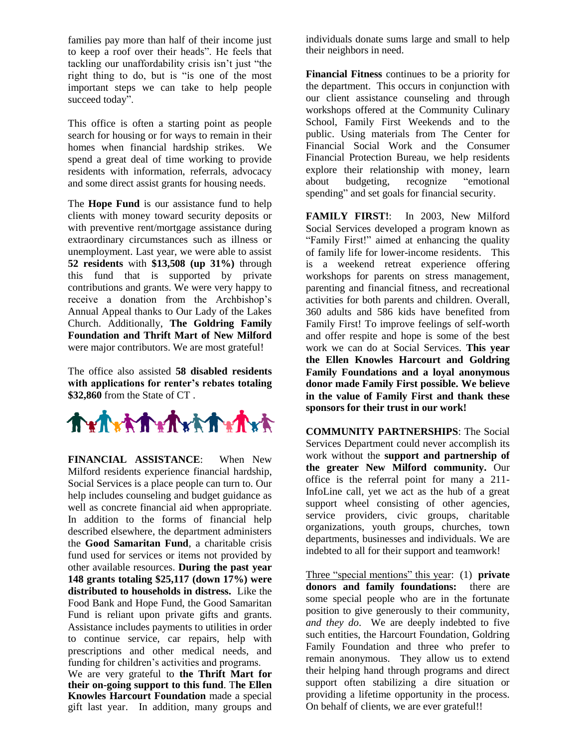families pay more than half of their income just to keep a roof over their heads". He feels that tackling our unaffordability crisis isn't just "the right thing to do, but is "is one of the most important steps we can take to help people succeed today".

This office is often a starting point as people search for housing or for ways to remain in their homes when financial hardship strikes. We spend a great deal of time working to provide residents with information, referrals, advocacy and some direct assist grants for housing needs.

The **Hope Fund** is our assistance fund to help clients with money toward security deposits or with preventive rent/mortgage assistance during extraordinary circumstances such as illness or unemployment. Last year, we were able to assist **52 residents** with **$13,508 (up 31%)** through this fund that is supported by private contributions and grants. We were very happy to receive a donation from the Archbishop's Annual Appeal thanks to Our Lady of the Lakes Church. Additionally, **The Goldring Family Foundation and Thrift Mart of New Milford** were major contributors. We are most grateful!

The office also assisted **58 disabled residents with applications for renter's rebates totaling $32,860** from the State of CT .

**FINANCIAL ASSISTANCE**: When New Milford residents experience financial hardship, Social Services is a place people can turn to. Our help includes counseling and budget guidance as well as concrete financial aid when appropriate. In addition to the forms of financial help described elsewhere, the department administers the **Good Samaritan Fund**, a charitable crisis fund used for services or items not provided by other available resources. **During the past year 148 grants totaling $25,117 (down 17%) were distributed to households in distress.** Like the Food Bank and Hope Fund, the Good Samaritan Fund is reliant upon private gifts and grants. Assistance includes payments to utilities in order to continue service, car repairs, help with prescriptions and other medical needs, and funding for children's activities and programs.
We are very grateful to **the Thrift Mart for their on-going support to this fund**. T**he Ellen Knowles Harcourt Foundation** made a special gift last year. In addition, many groups and individuals donate sums large and small to help their neighbors in need.

**Financial Fitness** continues to be a priority for the department. This occurs in conjunction with our client assistance counseling and through workshops offered at the Community Culinary School, Family First Weekends and to the public. Using materials from The Center for Financial Social Work and the Consumer Financial Protection Bureau, we help residents explore their relationship with money, learn about budgeting, recognize "emotional spending" and set goals for financial security.

**FAMILY FIRST!**: In 2003, New Milford Social Services developed a program known as "Family First!" aimed at enhancing the quality of family life for lower-income residents. This is a weekend retreat experience offering workshops for parents on stress management, parenting and financial fitness, and recreational activities for both parents and children. Overall, 360 adults and 586 kids have benefited from Family First! To improve feelings of self-worth and offer respite and hope is some of the best work we can do at Social Services. **This year the Ellen Knowles Harcourt and Goldring Family Foundations and a loyal anonymous donor made Family First possible. We believe in the value of Family First and thank these sponsors for their trust in our work!**

**COMMUNITY PARTNERSHIPS**: The Social Services Department could never accomplish its work without the **support and partnership of the greater New Milford community.** Our office is the referral point for many a 211-InfoLine call, yet we act as the hub of a great support wheel consisting of other agencies, service providers, civic groups, charitable organizations, youth groups, churches, town departments, businesses and individuals. We are indebted to all for their support and teamwork!

Three "special mentions" this year: (1) **private donors and family foundations:** there are some special people who are in the fortunate position to give generously to their community, *and they do*. We are deeply indebted to five such entities, the Harcourt Foundation, Goldring Family Foundation and three who prefer to remain anonymous. They allow us to extend their helping hand through programs and direct support often stabilizing a dire situation or providing a lifetime opportunity in the process. On behalf of clients, we are ever grateful!!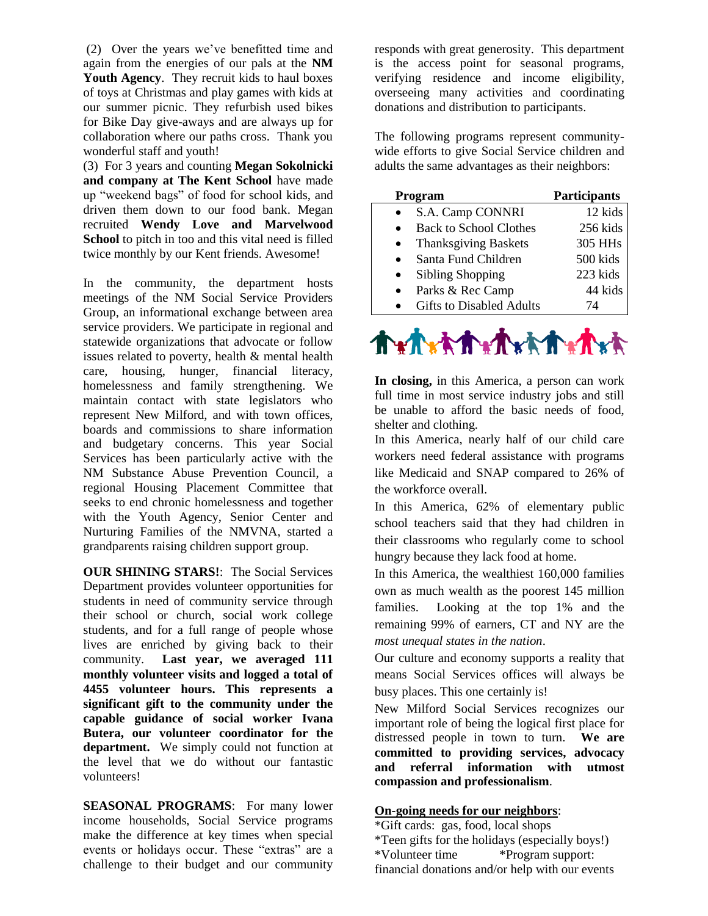(2) Over the years we've benefitted time and again from the energies of our pals at the **NM Youth Agency**. They recruit kids to haul boxes of toys at Christmas and play games with kids at our summer picnic. They refurbish used bikes for Bike Day give-aways and are always up for collaboration where our paths cross. Thank you wonderful staff and youth!

(3) For 3 years and counting **Megan Sokolnicki and company at The Kent School** have made up "weekend bags" of food for school kids, and driven them down to our food bank. Megan recruited **Wendy Love and Marvelwood School** to pitch in too and this vital need is filled twice monthly by our Kent friends. Awesome!

In the community, the department hosts meetings of the NM Social Service Providers Group, an informational exchange between area service providers. We participate in regional and statewide organizations that advocate or follow issues related to poverty, health & mental health care, housing, hunger, financial literacy, homelessness and family strengthening. We maintain contact with state legislators who represent New Milford, and with town offices, boards and commissions to share information and budgetary concerns. This year Social Services has been particularly active with the NM Substance Abuse Prevention Council, a regional Housing Placement Committee that seeks to end chronic homelessness and together with the Youth Agency, Senior Center and Nurturing Families of the NMVNA, started a grandparents raising children support group.

**OUR SHINING STARS!**: The Social Services Department provides volunteer opportunities for students in need of community service through their school or church, social work college students, and for a full range of people whose lives are enriched by giving back to their community. **Last year, we averaged 111 monthly volunteer visits and logged a total of 4455 volunteer hours. This represents a significant gift to the community under the capable guidance of social worker Ivana Butera, our volunteer coordinator for the department.** We simply could not function at the level that we do without our fantastic volunteers!

**SEASONAL PROGRAMS**: For many lower income households, Social Service programs make the difference at key times when special events or holidays occur. These "extras" are a challenge to their budget and our community responds with great generosity. This department is the access point for seasonal programs, verifying residence and income eligibility, overseeing many activities and coordinating donations and distribution to participants.

The following programs represent community-wide efforts to give Social Service children and adults the same advantages as their neighbors:

| Program | Participants |
|---|---|
| • S.A. Camp CONNRI | 12 kids |
| • Back to School Clothes | 256 kids |
| • Thanksgiving Baskets | 305 HHs |
| • Santa Fund Children | 500 kids |
| • Sibling Shopping | 223 kids |
| • Parks & Rec Camp | 44 kids |
| • Gifts to Disabled Adults | 74 |

**In closing,** in this America, a person can work full time in most service industry jobs and still be unable to afford the basic needs of food, shelter and clothing.

In this America, nearly half of our child care workers need federal assistance with programs like Medicaid and SNAP compared to 26% of the workforce overall.

In this America, 62% of elementary public school teachers said that they had children in their classrooms who regularly come to school hungry because they lack food at home.

In this America, the wealthiest 160,000 families own as much wealth as the poorest 145 million families. Looking at the top 1% and the remaining 99% of earners, CT and NY are the *most unequal states in the nation*.

Our culture and economy supports a reality that means Social Services offices will always be busy places. This one certainly is!

New Milford Social Services recognizes our important role of being the logical first place for distressed people in town to turn. **We are committed to providing services, advocacy and referral information with utmost compassion and professionalism**.

**On-going needs for our neighbors**:

*Gift cards: gas, food, local shops
*Teen gifts for the holidays (especially boys!)
*Volunteer time *Program support: financial donations and/or help with our events